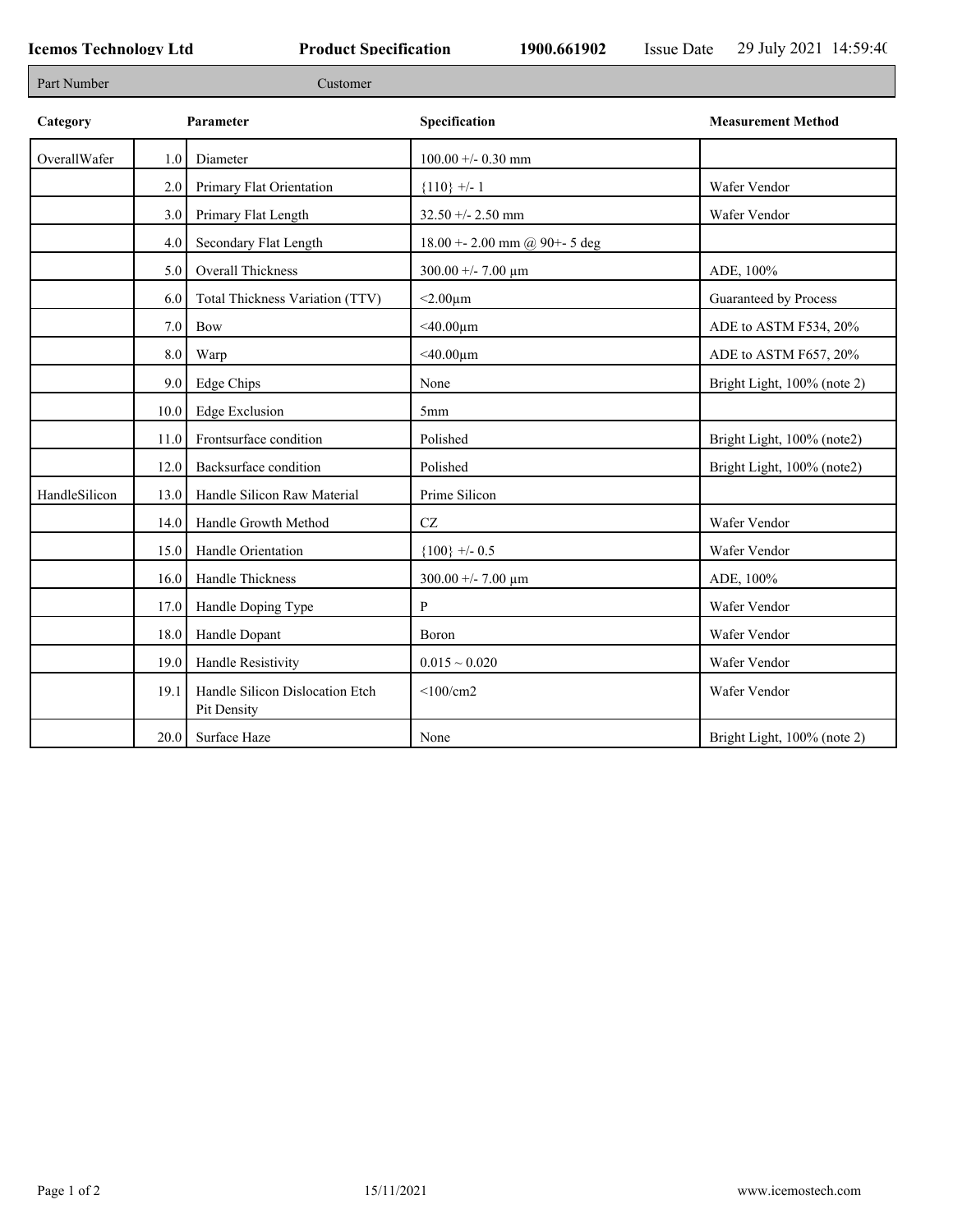**Icemos Technology Ltd** **Product Specification** **1900.661902** Issue Date 29 July 2021 14:59:40

| Part Number | Customer |
|---|---|

| Category | | Parameter | Specification | Measurement Method |
|---|---|---|---|---|
| OverallWafer | 1.0 | Diameter | 100.00 +/- 0.30 mm | |
| | 2.0 | Primary Flat Orientation | {110} +/- 1 | Wafer Vendor |
| | 3.0 | Primary Flat Length | 32.50 +/- 2.50 mm | Wafer Vendor |
| | 4.0 | Secondary Flat Length | 18.00 +- 2.00 mm @ 90+- 5 deg | |
| | 5.0 | Overall Thickness | 300.00 +/- 7.00 µm | ADE, 100% |
| | 6.0 | Total Thickness Variation (TTV) | <2.00µm | Guaranteed by Process |
| | 7.0 | Bow | <40.00µm | ADE to ASTM F534, 20% |
| | 8.0 | Warp | <40.00µm | ADE to ASTM F657, 20% |
| | 9.0 | Edge Chips | None | Bright Light, 100% (note 2) |
| | 10.0 | Edge Exclusion | 5mm | |
| | 11.0 | Frontsurface condition | Polished | Bright Light, 100% (note2) |
| | 12.0 | Backsurface condition | Polished | Bright Light, 100% (note2) |
| HandleSilicon | 13.0 | Handle Silicon Raw Material | Prime Silicon | |
| | 14.0 | Handle Growth Method | CZ | Wafer Vendor |
| | 15.0 | Handle Orientation | {100} +/- 0.5 | Wafer Vendor |
| | 16.0 | Handle Thickness | 300.00 +/- 7.00 µm | ADE, 100% |
| | 17.0 | Handle Doping Type | P | Wafer Vendor |
| | 18.0 | Handle Dopant | Boron | Wafer Vendor |
| | 19.0 | Handle Resistivity | 0.015 ~ 0.020 | Wafer Vendor |
| | 19.1 | Handle Silicon Dislocation Etch Pit Density | <100/cm2 | Wafer Vendor |
| | 20.0 | Surface Haze | None | Bright Light, 100% (note 2) |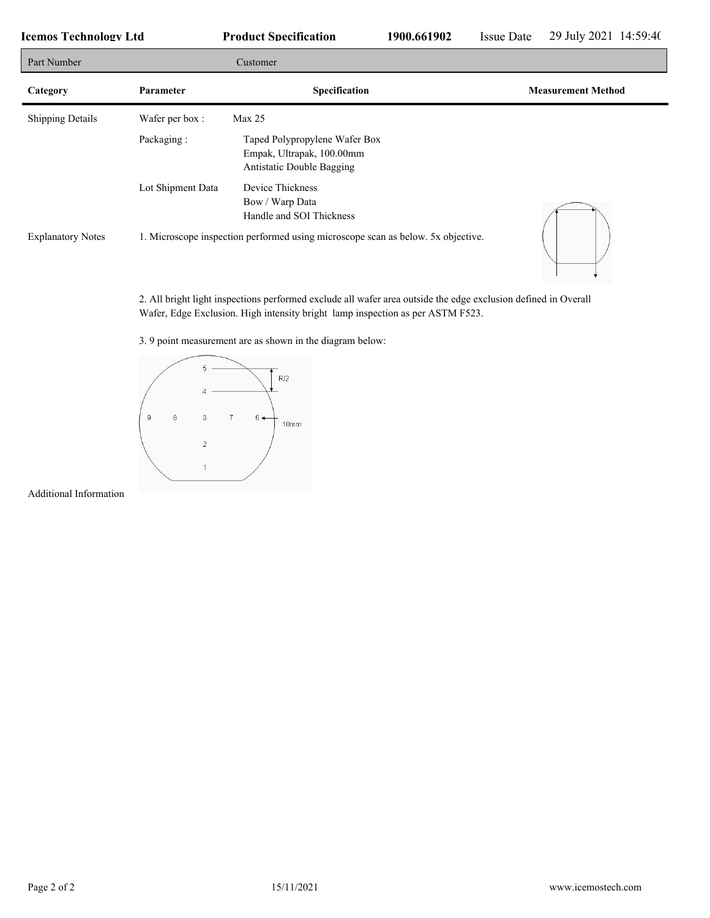| Category | Parameter | Specification | Measurement Method |
| --- | --- | --- | --- |
| Shipping Details | Wafer per box : | Max 25 | |
| | Packaging : | Taped Polypropylene Wafer Box<br>Empak, Ultrapak, 100.00mm<br>Antistatic Double Bagging | |
| | Lot Shipment Data | Device Thickness<br>Bow / Warp Data<br>Handle and SOI Thickness | |
| Explanatory Notes | 1. Microscope inspection performed using microscope scan as below. 5x objective. | | |

2. All bright light inspections performed exclude all wafer area outside the edge exclusion defined in Overall Wafer, Edge Exclusion. High intensity bright lamp inspection as per ASTM F523.

3. 9 point measurement are as shown in the diagram below:

5
4
R/2
9 8 3 7 6
10mm
2
1

Additional Information